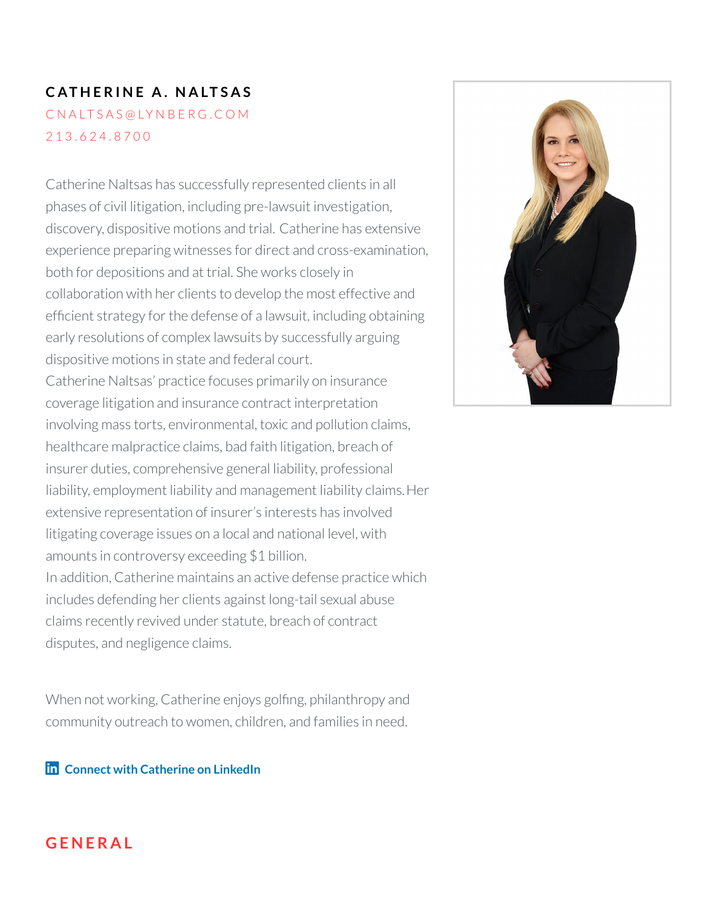# CATHERINE A. NALTSAS

CNALTSAS@LYNBERG.COM

213.624.8700

Catherine Naltsas has successfully represented clients in all phases of civil litigation, including pre-lawsuit investigation, discovery, dispositive motions and trial. Catherine has extensive experience preparing witnesses for direct and cross-examination, both for depositions and at trial. She works closely in collaboration with her clients to develop the most effective and efficient strategy for the defense of a lawsuit, including obtaining early resolutions of complex lawsuits by successfully arguing dispositive motions in state and federal court.

Catherine Naltsas' practice focuses primarily on insurance coverage litigation and insurance contract interpretation involving mass torts, environmental, toxic and pollution claims, healthcare malpractice claims, bad faith litigation, breach of insurer duties, comprehensive general liability, professional liability, employment liability and management liability claims. Her extensive representation of insurer's interests has involved litigating coverage issues on a local and national level, with amounts in controversy exceeding $1 billion.

In addition, Catherine maintains an active defense practice which includes defending her clients against long-tail sexual abuse claims recently revived under statute, breach of contract disputes, and negligence claims.

When not working, Catherine enjoys golfing, philanthropy and community outreach to women, children, and families in need.

**Connect with Catherine on LinkedIn**

## GENERAL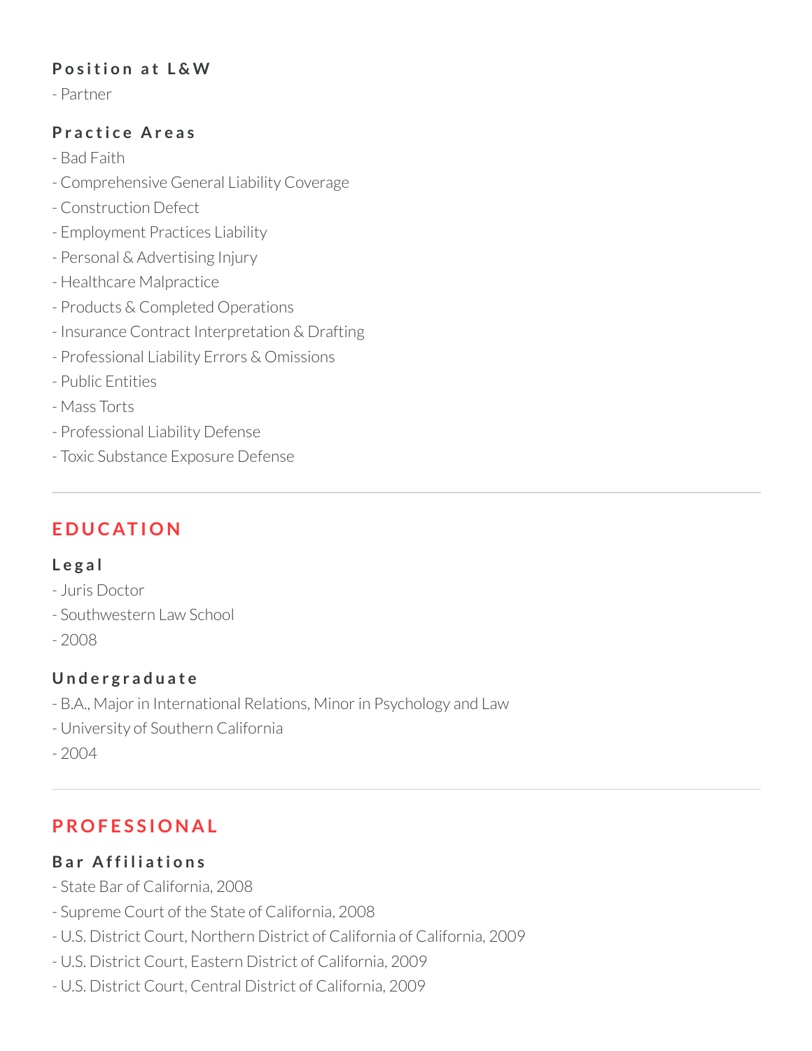### Position at L&W

- Partner

### Practice Areas

- Bad Faith
- Comprehensive General Liability Coverage
- Construction Defect
- Employment Practices Liability
- Personal & Advertising Injury
- Healthcare Malpractice
- Products & Completed Operations
- Insurance Contract Interpretation & Drafting
- Professional Liability Errors & Omissions
- Public Entities
- Mass Torts
- Professional Liability Defense
- Toxic Substance Exposure Defense

---

## EDUCATION

### Legal

- Juris Doctor
- Southwestern Law School
- 2008

### Undergraduate

- B.A., Major in International Relations, Minor in Psychology and Law
- University of Southern California
- 2004

---

## PROFESSIONAL

### Bar Affiliations

- State Bar of California, 2008
- Supreme Court of the State of California, 2008
- U.S. District Court, Northern District of California of California, 2009
- U.S. District Court, Eastern District of California, 2009
- U.S. District Court, Central District of California, 2009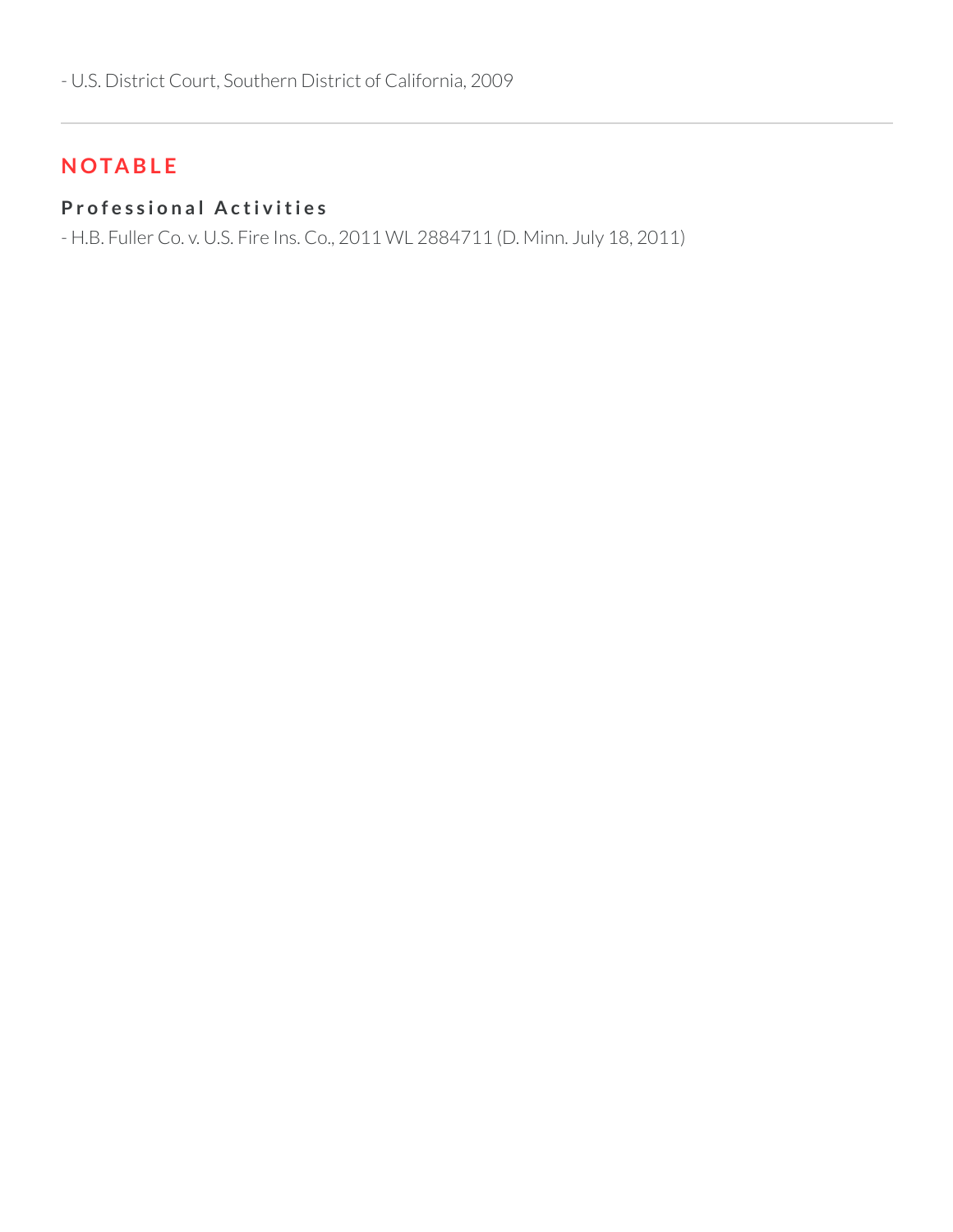- U.S. District Court, Southern District of California, 2009

---

## NOTABLE

### Professional Activities

- H.B. Fuller Co. v. U.S. Fire Ins. Co., 2011 WL 2884711 (D. Minn. July 18, 2011)